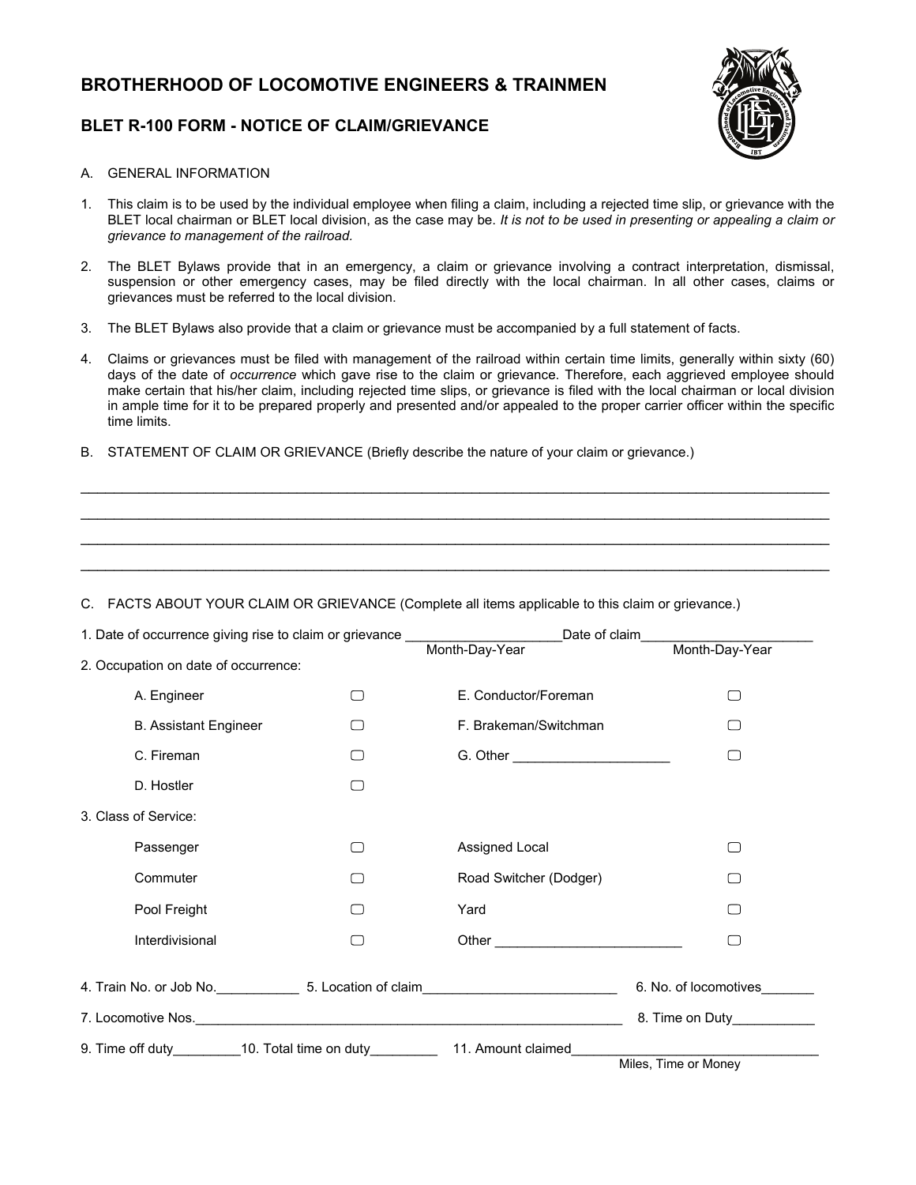## BROTHERHOOD OF LOCOMOTIVE ENGINEERS & TRAINMEN

### BLET R-100 FORM - NOTICE OF CLAIM/GRIEVANCE

A. GENERAL INFORMATION

1. This claim is to be used by the individual employee when filing a claim, including a rejected time slip, or grievance with the BLET local chairman or BLET local division, as the case may be. *It is not to be used in presenting or appealing a claim or grievance to management of the railroad.*

2. The BLET Bylaws provide that in an emergency, a claim or grievance involving a contract interpretation, dismissal, suspension or other emergency cases, may be filed directly with the local chairman. In all other cases, claims or grievances must be referred to the local division.

3. The BLET Bylaws also provide that a claim or grievance must be accompanied by a full statement of facts.

4. Claims or grievances must be filed with management of the railroad within certain time limits, generally within sixty (60) days of the date of *occurrence* which gave rise to the claim or grievance. Therefore, each aggrieved employee should make certain that his/her claim, including rejected time slips, or grievance is filed with the local chairman or local division in ample time for it to be prepared properly and presented and/or appealed to the proper carrier officer within the specific time limits.

B. STATEMENT OF CLAIM OR GRIEVANCE (Briefly describe the nature of your claim or grievance.)

____________________________________________________________________________________________

____________________________________________________________________________________________

____________________________________________________________________________________________

____________________________________________________________________________________________

C. FACTS ABOUT YOUR CLAIM OR GRIEVANCE (Complete all items applicable to this claim or grievance.)

1. Date of occurrence giving rise to claim or grievance ____________________ (Month-Day-Year) Date of claim ______________________ (Month-Day-Year)

2. Occupation on date of occurrence:

| | | | |
|---|---|---|---|
| A. Engineer | ☐ | E. Conductor/Foreman | ☐ |
| B. Assistant Engineer | ☐ | F. Brakeman/Switchman | ☐ |
| C. Fireman | ☐ | G. Other ____________________ | ☐ |
| D. Hostler | ☐ | | |

3. Class of Service:

| | | | |
|---|---|---|---|
| Passenger | ☐ | Assigned Local | ☐ |
| Commuter | ☐ | Road Switcher (Dodger) | ☐ |
| Pool Freight | ☐ | Yard | ☐ |
| Interdivisional | ☐ | Other ________________________ | ☐ |

4. Train No. or Job No.___________ 5. Location of claim_________________________ 6. No. of locomotives_______

7. Locomotive Nos.___________________________________________________________ 8. Time on Duty___________

9. Time off duty_________ 10. Total time on duty_________ 11. Amount claimed_________________________________ (Miles, Time or Money)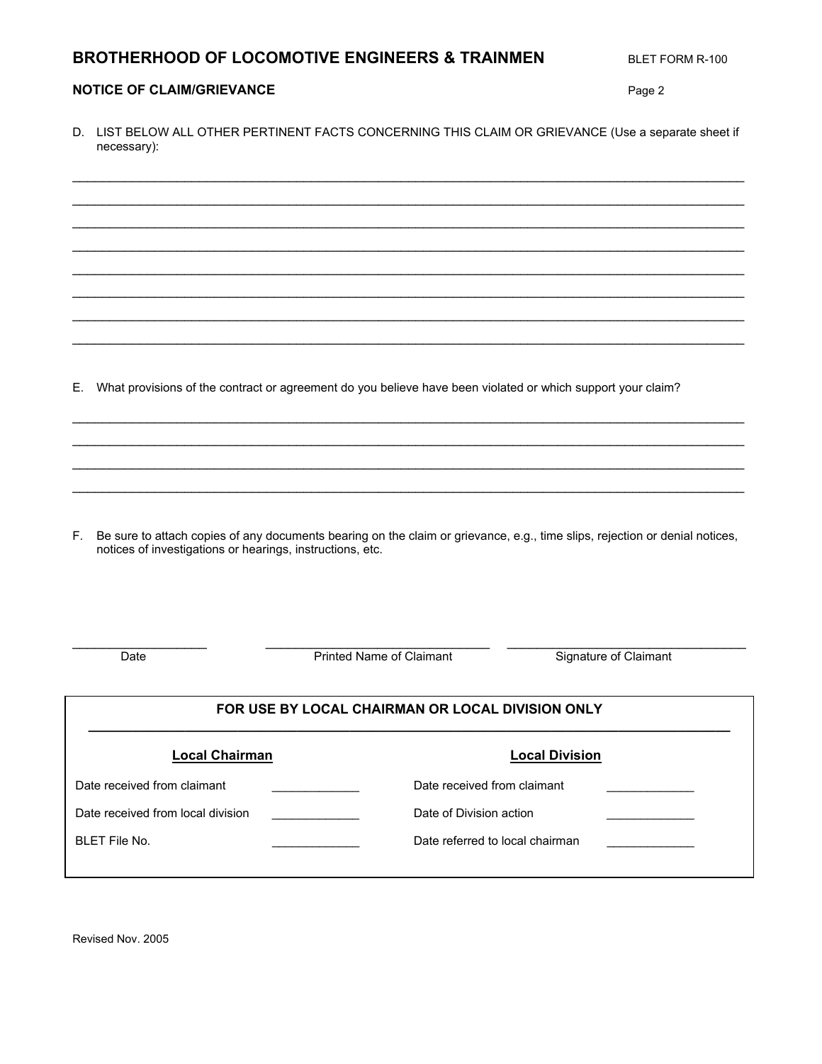# BROTHERHOOD OF LOCOMOTIVE ENGINEERS & TRAINMEN

BLET FORM R-100

## NOTICE OF CLAIM/GRIEVANCE

D. LIST BELOW ALL OTHER PERTINENT FACTS CONCERNING THIS CLAIM OR GRIEVANCE (Use a separate sheet if necessary):

\_\_\_\_\_\_\_\_\_\_\_\_\_\_\_\_\_\_\_\_\_\_\_\_\_\_\_\_\_\_\_\_\_\_\_\_\_\_\_\_\_\_\_\_\_\_\_\_\_\_\_\_\_\_\_\_\_\_\_\_\_\_\_\_\_\_\_\_\_\_\_\_\_\_\_\_\_\_

\_\_\_\_\_\_\_\_\_\_\_\_\_\_\_\_\_\_\_\_\_\_\_\_\_\_\_\_\_\_\_\_\_\_\_\_\_\_\_\_\_\_\_\_\_\_\_\_\_\_\_\_\_\_\_\_\_\_\_\_\_\_\_\_\_\_\_\_\_\_\_\_\_\_\_\_\_\_

\_\_\_\_\_\_\_\_\_\_\_\_\_\_\_\_\_\_\_\_\_\_\_\_\_\_\_\_\_\_\_\_\_\_\_\_\_\_\_\_\_\_\_\_\_\_\_\_\_\_\_\_\_\_\_\_\_\_\_\_\_\_\_\_\_\_\_\_\_\_\_\_\_\_\_\_\_\_

\_\_\_\_\_\_\_\_\_\_\_\_\_\_\_\_\_\_\_\_\_\_\_\_\_\_\_\_\_\_\_\_\_\_\_\_\_\_\_\_\_\_\_\_\_\_\_\_\_\_\_\_\_\_\_\_\_\_\_\_\_\_\_\_\_\_\_\_\_\_\_\_\_\_\_\_\_\_

\_\_\_\_\_\_\_\_\_\_\_\_\_\_\_\_\_\_\_\_\_\_\_\_\_\_\_\_\_\_\_\_\_\_\_\_\_\_\_\_\_\_\_\_\_\_\_\_\_\_\_\_\_\_\_\_\_\_\_\_\_\_\_\_\_\_\_\_\_\_\_\_\_\_\_\_\_\_

\_\_\_\_\_\_\_\_\_\_\_\_\_\_\_\_\_\_\_\_\_\_\_\_\_\_\_\_\_\_\_\_\_\_\_\_\_\_\_\_\_\_\_\_\_\_\_\_\_\_\_\_\_\_\_\_\_\_\_\_\_\_\_\_\_\_\_\_\_\_\_\_\_\_\_\_\_\_

\_\_\_\_\_\_\_\_\_\_\_\_\_\_\_\_\_\_\_\_\_\_\_\_\_\_\_\_\_\_\_\_\_\_\_\_\_\_\_\_\_\_\_\_\_\_\_\_\_\_\_\_\_\_\_\_\_\_\_\_\_\_\_\_\_\_\_\_\_\_\_\_\_\_\_\_\_\_

\_\_\_\_\_\_\_\_\_\_\_\_\_\_\_\_\_\_\_\_\_\_\_\_\_\_\_\_\_\_\_\_\_\_\_\_\_\_\_\_\_\_\_\_\_\_\_\_\_\_\_\_\_\_\_\_\_\_\_\_\_\_\_\_\_\_\_\_\_\_\_\_\_\_\_\_\_\_

E. What provisions of the contract or agreement do you believe have been violated or which support your claim?

\_\_\_\_\_\_\_\_\_\_\_\_\_\_\_\_\_\_\_\_\_\_\_\_\_\_\_\_\_\_\_\_\_\_\_\_\_\_\_\_\_\_\_\_\_\_\_\_\_\_\_\_\_\_\_\_\_\_\_\_\_\_\_\_\_\_\_\_\_\_\_\_\_\_\_\_\_\_

\_\_\_\_\_\_\_\_\_\_\_\_\_\_\_\_\_\_\_\_\_\_\_\_\_\_\_\_\_\_\_\_\_\_\_\_\_\_\_\_\_\_\_\_\_\_\_\_\_\_\_\_\_\_\_\_\_\_\_\_\_\_\_\_\_\_\_\_\_\_\_\_\_\_\_\_\_\_

\_\_\_\_\_\_\_\_\_\_\_\_\_\_\_\_\_\_\_\_\_\_\_\_\_\_\_\_\_\_\_\_\_\_\_\_\_\_\_\_\_\_\_\_\_\_\_\_\_\_\_\_\_\_\_\_\_\_\_\_\_\_\_\_\_\_\_\_\_\_\_\_\_\_\_\_\_\_

\_\_\_\_\_\_\_\_\_\_\_\_\_\_\_\_\_\_\_\_\_\_\_\_\_\_\_\_\_\_\_\_\_\_\_\_\_\_\_\_\_\_\_\_\_\_\_\_\_\_\_\_\_\_\_\_\_\_\_\_\_\_\_\_\_\_\_\_\_\_\_\_\_\_\_\_\_\_

F. Be sure to attach copies of any documents bearing on the claim or grievance, e.g., time slips, rejection or denial notices, notices of investigations or hearings, instructions, etc.

| | | |
|---|---|---|
| \_\_\_\_\_\_\_\_\_\_\_\_\_\_\_\_ | \_\_\_\_\_\_\_\_\_\_\_\_\_\_\_\_\_\_\_\_\_\_\_\_\_\_ | \_\_\_\_\_\_\_\_\_\_\_\_\_\_\_\_\_\_\_\_\_\_\_\_\_\_ |
| Date | Printed Name of Claimant | Signature of Claimant |

**FOR USE BY LOCAL CHAIRMAN OR LOCAL DIVISION ONLY**

| **Local Chairman** | | **Local Division** | |
|---|---|---|---|
| Date received from claimant | \_\_\_\_\_\_\_\_\_\_\_\_ | Date received from claimant | \_\_\_\_\_\_\_\_\_\_\_\_ |
| Date received from local division | \_\_\_\_\_\_\_\_\_\_\_\_ | Date of Division action | \_\_\_\_\_\_\_\_\_\_\_\_ |
| BLET File No. | \_\_\_\_\_\_\_\_\_\_\_\_ | Date referred to local chairman | \_\_\_\_\_\_\_\_\_\_\_\_ |

Revised Nov. 2005